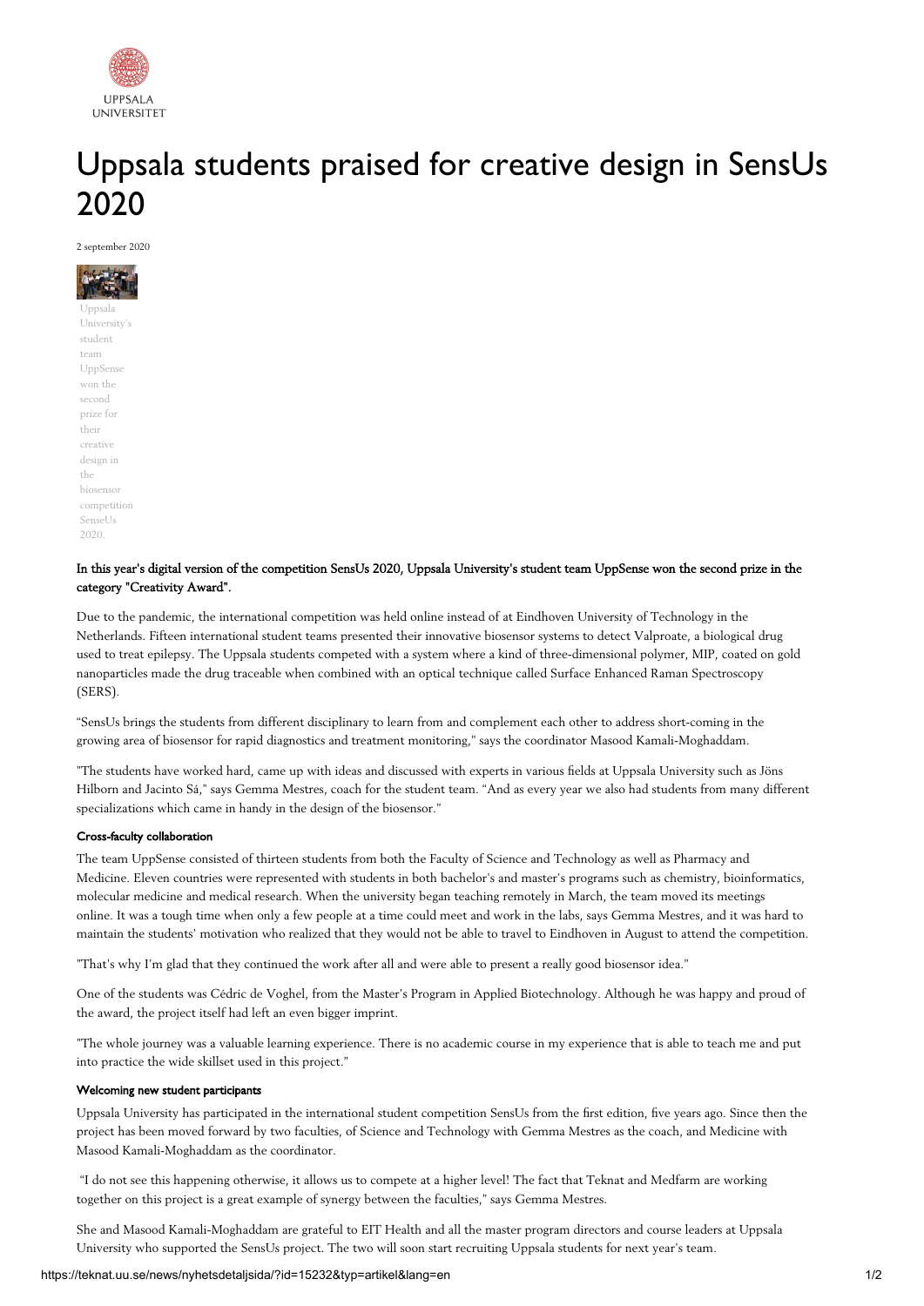# Uppsala students praised for creative design in SensUs 2020

2 september 2020

Uppsala University's student team UppSense won the second prize for their creative design in the biosensor competition SenseUs 2020.

**In this year's digital version of the competition SensUs 2020, Uppsala University's student team UppSense won the second prize in the category "Creativity Award".**

Due to the pandemic, the international competition was held online instead of at Eindhoven University of Technology in the Netherlands. Fifteen international student teams presented their innovative biosensor systems to detect Valproate, a biological drug used to treat epilepsy. The Uppsala students competed with a system where a kind of three-dimensional polymer, MIP, coated on gold nanoparticles made the drug traceable when combined with an optical technique called Surface Enhanced Raman Spectroscopy (SERS).

“SensUs brings the students from different disciplinary to learn from and complement each other to address short-coming in the growing area of biosensor for rapid diagnostics and treatment monitoring,” says the coordinator Masood Kamali-Moghaddam.

"The students have worked hard, came up with ideas and discussed with experts in various fields at Uppsala University such as Jöns Hilborn and Jacinto Sá," says Gemma Mestres, coach for the student team. “And as every year we also had students from many different specializations which came in handy in the design of the biosensor.”

**Cross-faculty collaboration**

The team UppSense consisted of thirteen students from both the Faculty of Science and Technology as well as Pharmacy and Medicine. Eleven countries were represented with students in both bachelor's and master's programs such as chemistry, bioinformatics, molecular medicine and medical research. When the university began teaching remotely in March, the team moved its meetings online. It was a tough time when only a few people at a time could meet and work in the labs, says Gemma Mestres, and it was hard to maintain the students' motivation who realized that they would not be able to travel to Eindhoven in August to attend the competition.

"That's why I'm glad that they continued the work after all and were able to present a really good biosensor idea."

One of the students was Cédric de Voghel, from the Master's Program in Applied Biotechnology. Although he was happy and proud of the award, the project itself had left an even bigger imprint.

"The whole journey was a valuable learning experience. There is no academic course in my experience that is able to teach me and put into practice the wide skillset used in this project."

**Welcoming new student participants**

Uppsala University has participated in the international student competition SensUs from the first edition, five years ago. Since then the project has been moved forward by two faculties, of Science and Technology with Gemma Mestres as the coach, and Medicine with Masood Kamali-Moghaddam as the coordinator.

“I do not see this happening otherwise, it allows us to compete at a higher level! The fact that Teknat and Medfarm are working together on this project is a great example of synergy between the faculties,” says Gemma Mestres.

She and Masood Kamali-Moghaddam are grateful to EIT Health and all the master program directors and course leaders at Uppsala University who supported the SensUs project. The two will soon start recruiting Uppsala students for next year's team.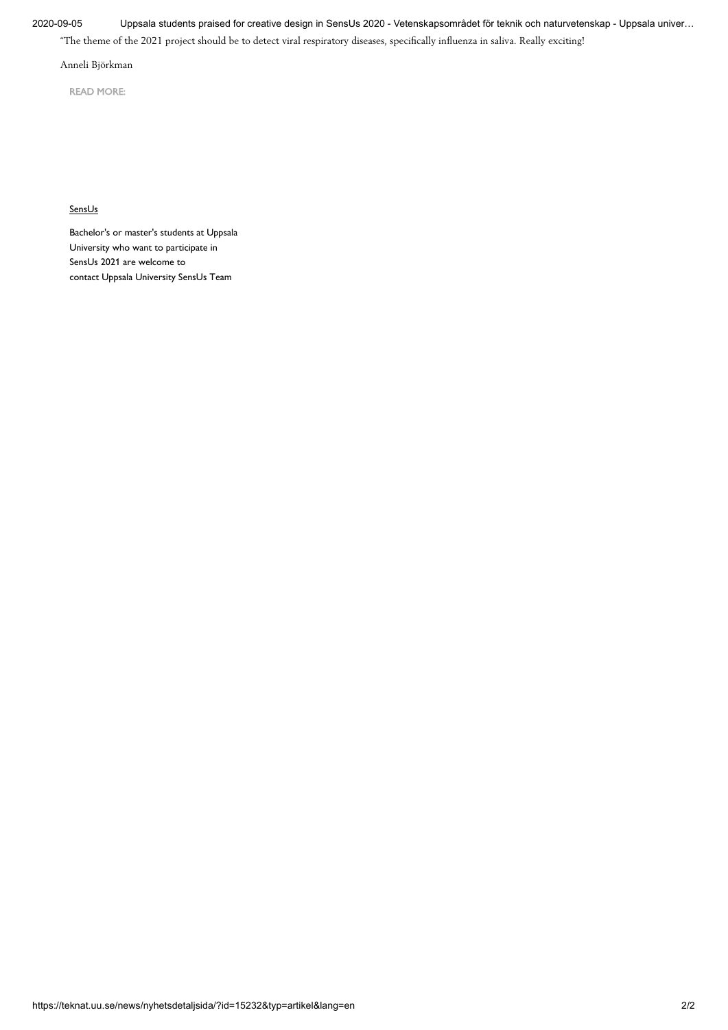"The theme of the 2021 project should be to detect viral respiratory diseases, specifically influenza in saliva. Really exciting!

Anneli Björkman

READ MORE:

SensUs

Bachelor's or master's students at Uppsala University who want to participate in SensUs 2021 are welcome to contact Uppsala University SensUs Team